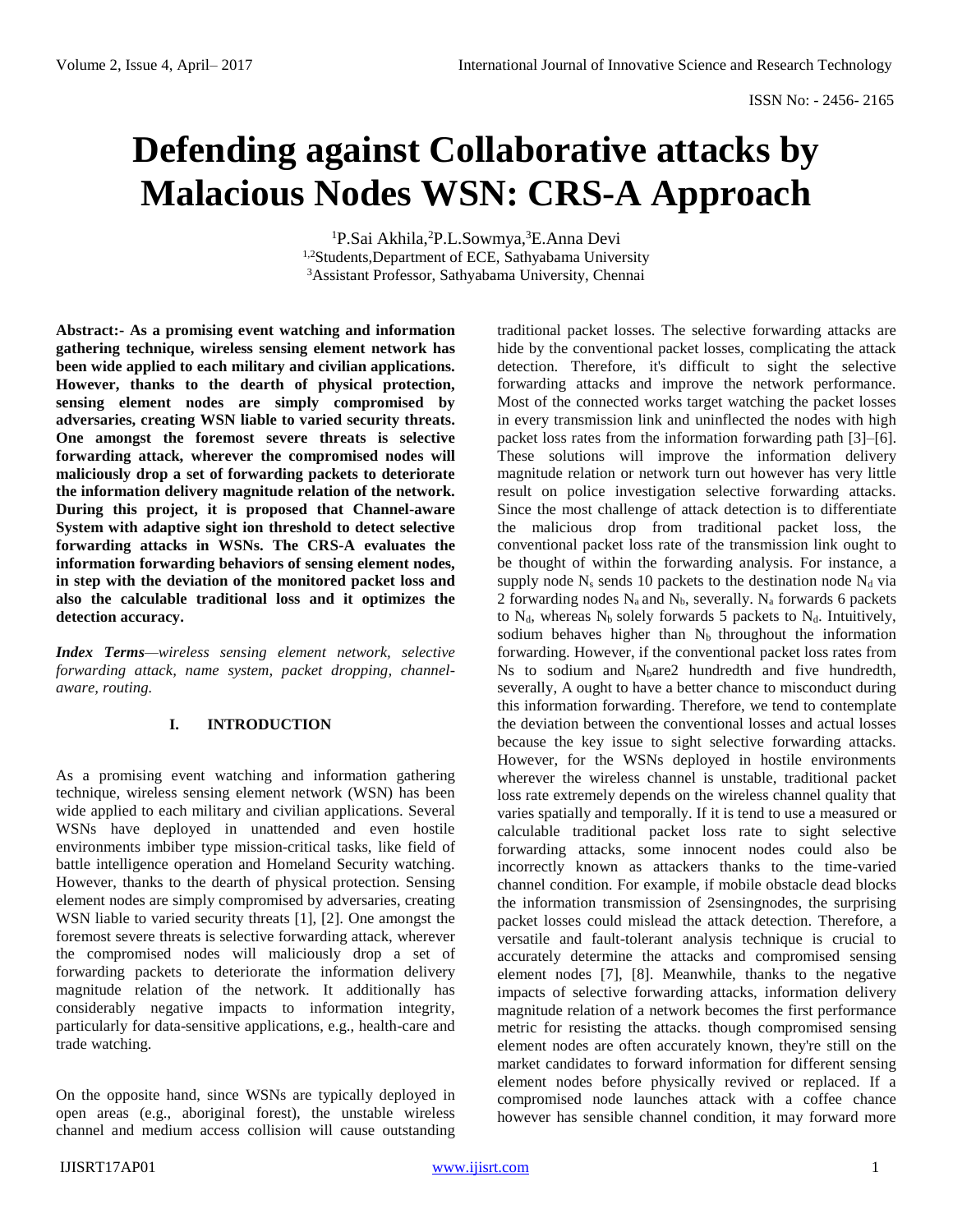# Defending against Collaborative attacks by Malacious Nodes WSN: CRS-A Approach

[1]P.Sai Akhila,[2]P.L.Sowmya,[3]E.Anna Devi

[1,2]Students,Department of ECE, Sathyabama University

[3]Assistant Professor, Sathyabama University, Chennai

**Abstract:- As a promising event watching and information gathering technique, wireless sensing element network has been wide applied to each military and civilian applications. However, thanks to the dearth of physical protection, sensing element nodes are simply compromised by adversaries, creating WSN liable to varied security threats. One amongst the foremost severe threats is selective forwarding attack, wherever the compromised nodes will maliciously drop a set of forwarding packets to deteriorate the information delivery magnitude relation of the network. During this project, it is proposed that Channel-aware System with adaptive sight ion threshold to detect selective forwarding attacks in WSNs. The CRS-A evaluates the information forwarding behaviors of sensing element nodes, in step with the deviation of the monitored packet loss and also the calculable traditional loss and it optimizes the detection accuracy.**

***Index Terms****—wireless sensing element network, selective forwarding attack, name system, packet dropping, channel-aware, routing.*

## I. INTRODUCTION

As a promising event watching and information gathering technique, wireless sensing element network (WSN) has been wide applied to each military and civilian applications. Several WSNs have deployed in unattended and even hostile environments imbiber type mission-critical tasks, like field of battle intelligence operation and Homeland Security watching. However, thanks to the dearth of physical protection. Sensing element nodes are simply compromised by adversaries, creating WSN liable to varied security threats [1], [2]. One amongst the foremost severe threats is selective forwarding attack, wherever the compromised nodes will maliciously drop a set of forwarding packets to deteriorate the information delivery magnitude relation of the network. It additionally has considerably negative impacts to information integrity, particularly for data-sensitive applications, e.g., health-care and trade watching.

On the opposite hand, since WSNs are typically deployed in open areas (e.g., aboriginal forest), the unstable wireless channel and medium access collision will cause outstanding traditional packet losses. The selective forwarding attacks are hide by the conventional packet losses, complicating the attack detection. Therefore, it's difficult to sight the selective forwarding attacks and improve the network performance. Most of the connected works target watching the packet losses in every transmission link and uninflected the nodes with high packet loss rates from the information forwarding path [3]–[6]. These solutions will improve the information delivery magnitude relation or network turn out however has very little result on police investigation selective forwarding attacks. Since the most challenge of attack detection is to differentiate the malicious drop from traditional packet loss, the conventional packet loss rate of the transmission link ought to be thought of within the forwarding analysis. For instance, a supply node $N_s$ sends 10 packets to the destination node $N_d$ via 2 forwarding nodes $N_a$ and $N_b$, severally. $N_a$ forwards 6 packets to $N_d$, whereas $N_b$ solely forwards 5 packets to $N_d$. Intuitively, sodium behaves higher than $N_b$ throughout the information forwarding. However, if the conventional packet loss rates from Ns to sodium and $N_b$are2 hundredth and five hundredth, severally, A ought to have a better chance to misconduct during this information forwarding. Therefore, we tend to contemplate the deviation between the conventional losses and actual losses because the key issue to sight selective forwarding attacks. However, for the WSNs deployed in hostile environments wherever the wireless channel is unstable, traditional packet loss rate extremely depends on the wireless channel quality that varies spatially and temporally. If it is tend to use a measured or calculable traditional packet loss rate to sight selective forwarding attacks, some innocent nodes could also be incorrectly known as attackers thanks to the time-varied channel condition. For example, if mobile obstacle dead blocks the information transmission of 2sensingnodes, the surprising packet losses could mislead the attack detection. Therefore, a versatile and fault-tolerant analysis technique is crucial to accurately determine the attacks and compromised sensing element nodes [7], [8]. Meanwhile, thanks to the negative impacts of selective forwarding attacks, information delivery magnitude relation of a network becomes the first performance metric for resisting the attacks. though compromised sensing element nodes are often accurately known, they're still on the market candidates to forward information for different sensing element nodes before physically revived or replaced. If a compromised node launches attack with a coffee chance however has sensible channel condition, it may forward more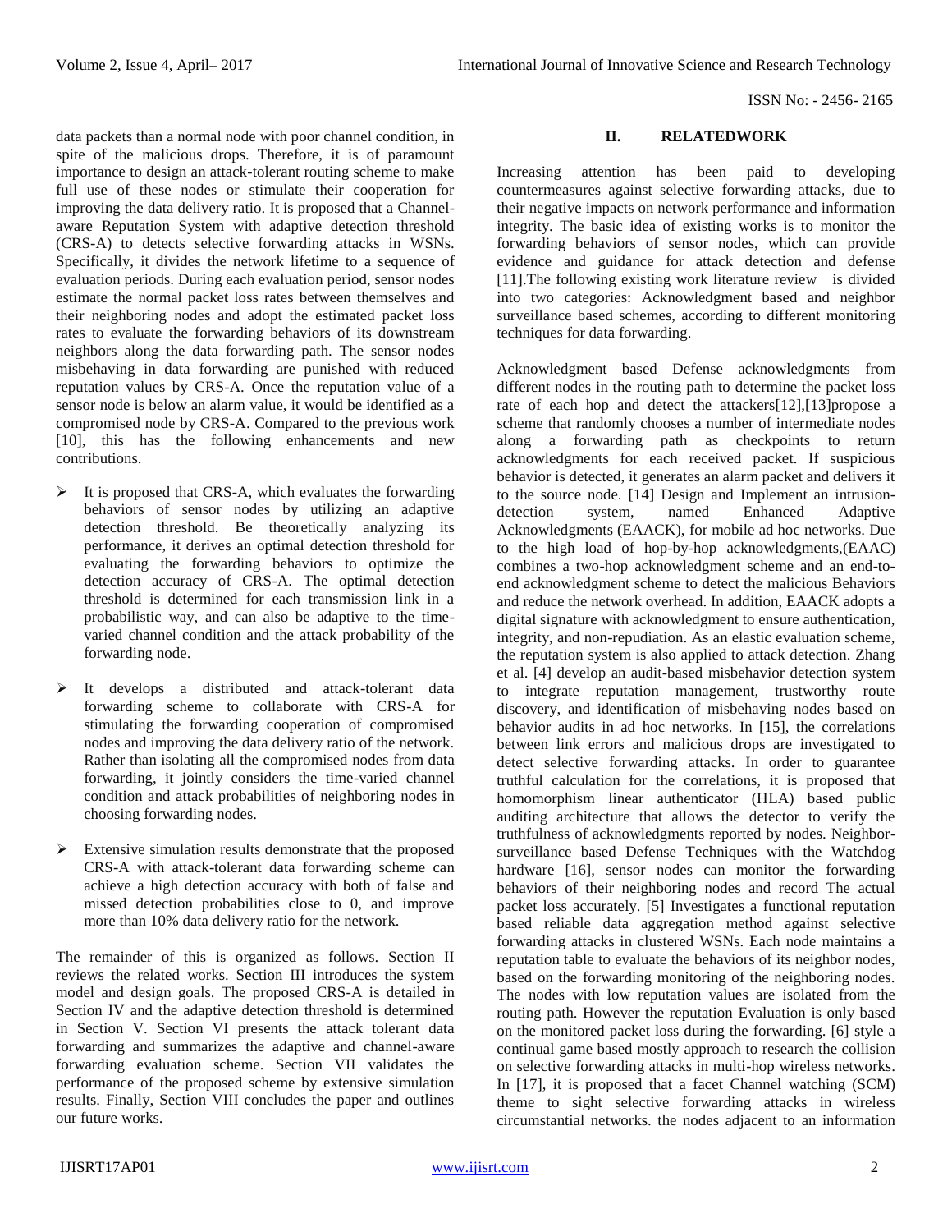data packets than a normal node with poor channel condition, in spite of the malicious drops. Therefore, it is of paramount importance to design an attack-tolerant routing scheme to make full use of these nodes or stimulate their cooperation for improving the data delivery ratio. It is proposed that a Channel-aware Reputation System with adaptive detection threshold (CRS-A) to detects selective forwarding attacks in WSNs. Specifically, it divides the network lifetime to a sequence of evaluation periods. During each evaluation period, sensor nodes estimate the normal packet loss rates between themselves and their neighboring nodes and adopt the estimated packet loss rates to evaluate the forwarding behaviors of its downstream neighbors along the data forwarding path. The sensor nodes misbehaving in data forwarding are punished with reduced reputation values by CRS-A. Once the reputation value of a sensor node is below an alarm value, it would be identified as a compromised node by CRS-A. Compared to the previous work [10], this has the following enhancements and new contributions.

- It is proposed that CRS-A, which evaluates the forwarding behaviors of sensor nodes by utilizing an adaptive detection threshold. Be theoretically analyzing its performance, it derives an optimal detection threshold for evaluating the forwarding behaviors to optimize the detection accuracy of CRS-A. The optimal detection threshold is determined for each transmission link in a probabilistic way, and can also be adaptive to the time-varied channel condition and the attack probability of the forwarding node.
- It develops a distributed and attack-tolerant data forwarding scheme to collaborate with CRS-A for stimulating the forwarding cooperation of compromised nodes and improving the data delivery ratio of the network. Rather than isolating all the compromised nodes from data forwarding, it jointly considers the time-varied channel condition and attack probabilities of neighboring nodes in choosing forwarding nodes.
- Extensive simulation results demonstrate that the proposed CRS-A with attack-tolerant data forwarding scheme can achieve a high detection accuracy with both of false and missed detection probabilities close to 0, and improve more than 10% data delivery ratio for the network.

The remainder of this is organized as follows. Section II reviews the related works. Section III introduces the system model and design goals. The proposed CRS-A is detailed in Section IV and the adaptive detection threshold is determined in Section V. Section VI presents the attack tolerant data forwarding and summarizes the adaptive and channel-aware forwarding evaluation scheme. Section VII validates the performance of the proposed scheme by extensive simulation results. Finally, Section VIII concludes the paper and outlines our future works.

## II. RELATEDWORK

Increasing attention has been paid to developing countermeasures against selective forwarding attacks, due to their negative impacts on network performance and information integrity. The basic idea of existing works is to monitor the forwarding behaviors of sensor nodes, which can provide evidence and guidance for attack detection and defense [11].The following existing work literature review is divided into two categories: Acknowledgment based and neighbor surveillance based schemes, according to different monitoring techniques for data forwarding.

Acknowledgment based Defense acknowledgments from different nodes in the routing path to determine the packet loss rate of each hop and detect the attackers[12],[13]propose a scheme that randomly chooses a number of intermediate nodes along a forwarding path as checkpoints to return acknowledgments for each received packet. If suspicious behavior is detected, it generates an alarm packet and delivers it to the source node. [14] Design and Implement an intrusion-detection system, named Enhanced Adaptive Acknowledgments (EAACK), for mobile ad hoc networks. Due to the high load of hop-by-hop acknowledgments,(EAAC) combines a two-hop acknowledgment scheme and an end-to-end acknowledgment scheme to detect the malicious Behaviors and reduce the network overhead. In addition, EAACK adopts a digital signature with acknowledgment to ensure authentication, integrity, and non-repudiation. As an elastic evaluation scheme, the reputation system is also applied to attack detection. Zhang et al. [4] develop an audit-based misbehavior detection system to integrate reputation management, trustworthy route discovery, and identification of misbehaving nodes based on behavior audits in ad hoc networks. In [15], the correlations between link errors and malicious drops are investigated to detect selective forwarding attacks. In order to guarantee truthful calculation for the correlations, it is proposed that homomorphism linear authenticator (HLA) based public auditing architecture that allows the detector to verify the truthfulness of acknowledgments reported by nodes. Neighbor-surveillance based Defense Techniques with the Watchdog hardware [16], sensor nodes can monitor the forwarding behaviors of their neighboring nodes and record The actual packet loss accurately. [5] Investigates a functional reputation based reliable data aggregation method against selective forwarding attacks in clustered WSNs. Each node maintains a reputation table to evaluate the behaviors of its neighbor nodes, based on the forwarding monitoring of the neighboring nodes. The nodes with low reputation values are isolated from the routing path. However the reputation Evaluation is only based on the monitored packet loss during the forwarding. [6] style a continual game based mostly approach to research the collision on selective forwarding attacks in multi-hop wireless networks. In [17], it is proposed that a facet Channel watching (SCM) theme to sight selective forwarding attacks in wireless circumstantial networks. the nodes adjacent to an information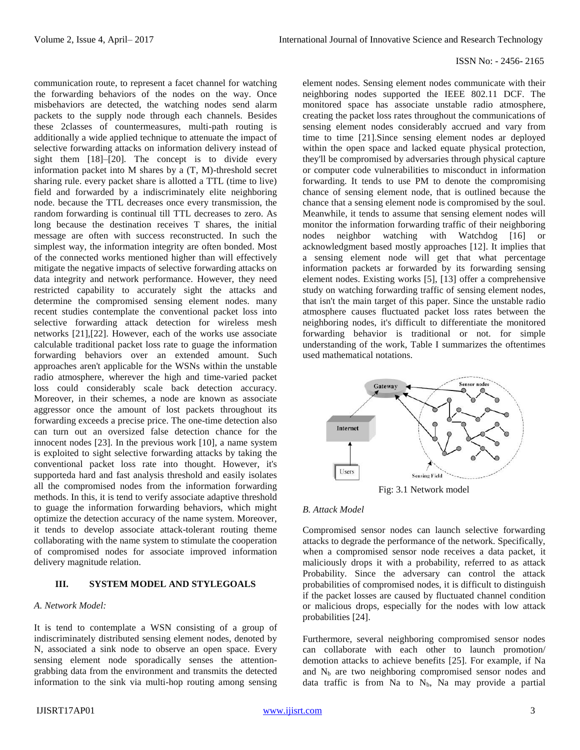communication route, to represent a facet channel for watching the forwarding behaviors of the nodes on the way. Once misbehaviors are detected, the watching nodes send alarm packets to the supply node through each channels. Besides these 2classes of countermeasures, multi-path routing is additionally a wide applied technique to attenuate the impact of selective forwarding attacks on information delivery instead of sight them [18]–[20]. The concept is to divide every information packet into M shares by a (T, M)-threshold secret sharing rule. every packet share is allotted a TTL (time to live) field and forwarded by a indiscriminately elite neighboring node. because the TTL decreases once every transmission, the random forwarding is continual till TTL decreases to zero. As long because the destination receives T shares, the initial message are often with success reconstructed. In such the simplest way, the information integrity are often bonded. Most of the connected works mentioned higher than will effectively mitigate the negative impacts of selective forwarding attacks on data integrity and network performance. However, they need restricted capability to accurately sight the attacks and determine the compromised sensing element nodes. many recent studies contemplate the conventional packet loss into selective forwarding attack detection for wireless mesh networks [21],[22]. However, each of the works use associate calculable traditional packet loss rate to guage the information forwarding behaviors over an extended amount. Such approaches aren't applicable for the WSNs within the unstable radio atmosphere, wherever the high and time-varied packet loss could considerably scale back detection accuracy. Moreover, in their schemes, a node are known as associate aggressor once the amount of lost packets throughout its forwarding exceeds a precise price. The one-time detection also can turn out an oversized false detection chance for the innocent nodes [23]. In the previous work [10], a name system is exploited to sight selective forwarding attacks by taking the conventional packet loss rate into thought. However, it's supporteda hard and fast analysis threshold and easily isolates all the compromised nodes from the information forwarding methods. In this, it is tend to verify associate adaptive threshold to guage the information forwarding behaviors, which might optimize the detection accuracy of the name system. Moreover, it tends to develop associate attack-tolerant routing theme collaborating with the name system to stimulate the cooperation of compromised nodes for associate improved information delivery magnitude relation.

## III. SYSTEM MODEL AND STYLEGOALS

### *A. Network Model:*

It is tend to contemplate a WSN consisting of a group of indiscriminately distributed sensing element nodes, denoted by N, associated a sink node to observe an open space. Every sensing element node sporadically senses the attention-grabbing data from the environment and transmits the detected information to the sink via multi-hop routing among sensing element nodes. Sensing element nodes communicate with their neighboring nodes supported the IEEE 802.11 DCF. The monitored space has associate unstable radio atmosphere, creating the packet loss rates throughout the communications of sensing element nodes considerably accrued and vary from time to time [21].Since sensing element nodes ar deployed within the open space and lacked equate physical protection, they'll be compromised by adversaries through physical capture or computer code vulnerabilities to misconduct in information forwarding. It tends to use PM to denote the compromising chance of sensing element node, that is outlined because the chance that a sensing element node is compromised by the soul. Meanwhile, it tends to assume that sensing element nodes will monitor the information forwarding traffic of their neighboring nodes neighbor watching with Watchdog [16] or acknowledgment based mostly approaches [12]. It implies that a sensing element node will get that what percentage information packets ar forwarded by its forwarding sensing element nodes. Existing works [5], [13] offer a comprehensive study on watching forwarding traffic of sensing element nodes, that isn't the main target of this paper. Since the unstable radio atmosphere causes fluctuated packet loss rates between the neighboring nodes, it's difficult to differentiate the monitored forwarding behavior is traditional or not. for simple understanding of the work, Table I summarizes the oftentimes used mathematical notations.

Fig: 3.1 Network model

### *B. Attack Model*

Compromised sensor nodes can launch selective forwarding attacks to degrade the performance of the network. Specifically, when a compromised sensor node receives a data packet, it maliciously drops it with a probability, referred to as attack Probability. Since the adversary can control the attack probabilities of compromised nodes, it is difficult to distinguish if the packet losses are caused by fluctuated channel condition or malicious drops, especially for the nodes with low attack probabilities [24].

Furthermore, several neighboring compromised sensor nodes can collaborate with each other to launch promotion/ demotion attacks to achieve benefits [25]. For example, if Na and $N_b$ are two neighboring compromised sensor nodes and data traffic is from Na to $N_b$, Na may provide a partial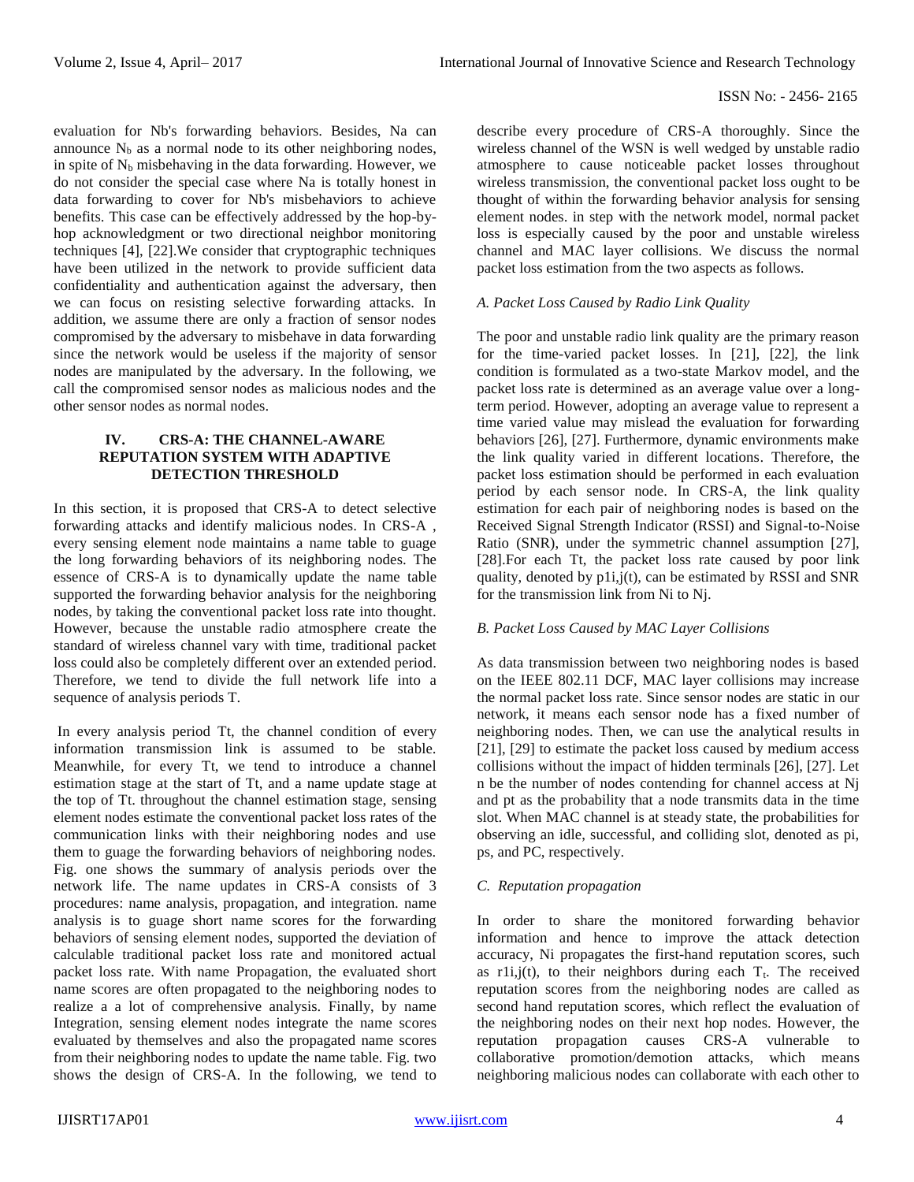evaluation for Nb's forwarding behaviors. Besides, Na can announce $N_b$ as a normal node to its other neighboring nodes, in spite of $N_b$ misbehaving in the data forwarding. However, we do not consider the special case where Na is totally honest in data forwarding to cover for Nb's misbehaviors to achieve benefits. This case can be effectively addressed by the hop-by-hop acknowledgment or two directional neighbor monitoring techniques [4], [22].We consider that cryptographic techniques have been utilized in the network to provide sufficient data confidentiality and authentication against the adversary, then we can focus on resisting selective forwarding attacks. In addition, we assume there are only a fraction of sensor nodes compromised by the adversary to misbehave in data forwarding since the network would be useless if the majority of sensor nodes are manipulated by the adversary. In the following, we call the compromised sensor nodes as malicious nodes and the other sensor nodes as normal nodes.

## IV. CRS-A: THE CHANNEL-AWARE REPUTATION SYSTEM WITH ADAPTIVE DETECTION THRESHOLD

In this section, it is proposed that CRS-A to detect selective forwarding attacks and identify malicious nodes. In CRS-A , every sensing element node maintains a name table to guage the long forwarding behaviors of its neighboring nodes. The essence of CRS-A is to dynamically update the name table supported the forwarding behavior analysis for the neighboring nodes, by taking the conventional packet loss rate into thought. However, because the unstable radio atmosphere create the standard of wireless channel vary with time, traditional packet loss could also be completely different over an extended period. Therefore, we tend to divide the full network life into a sequence of analysis periods T.

In every analysis period Tt, the channel condition of every information transmission link is assumed to be stable. Meanwhile, for every Tt, we tend to introduce a channel estimation stage at the start of Tt, and a name update stage at the top of Tt. throughout the channel estimation stage, sensing element nodes estimate the conventional packet loss rates of the communication links with their neighboring nodes and use them to guage the forwarding behaviors of neighboring nodes. Fig. one shows the summary of analysis periods over the network life. The name updates in CRS-A consists of 3 procedures: name analysis, propagation, and integration. name analysis is to guage short name scores for the forwarding behaviors of sensing element nodes, supported the deviation of calculable traditional packet loss rate and monitored actual packet loss rate. With name Propagation, the evaluated short name scores are often propagated to the neighboring nodes to realize a a lot of comprehensive analysis. Finally, by name Integration, sensing element nodes integrate the name scores evaluated by themselves and also the propagated name scores from their neighboring nodes to update the name table. Fig. two shows the design of CRS-A. In the following, we tend to describe every procedure of CRS-A thoroughly. Since the wireless channel of the WSN is well wedged by unstable radio atmosphere to cause noticeable packet losses throughout wireless transmission, the conventional packet loss ought to be thought of within the forwarding behavior analysis for sensing element nodes. in step with the network model, normal packet loss is especially caused by the poor and unstable wireless channel and MAC layer collisions. We discuss the normal packet loss estimation from the two aspects as follows.

### *A. Packet Loss Caused by Radio Link Quality*

The poor and unstable radio link quality are the primary reason for the time-varied packet losses. In [21], [22], the link condition is formulated as a two-state Markov model, and the packet loss rate is determined as an average value over a long-term period. However, adopting an average value to represent a time varied value may mislead the evaluation for forwarding behaviors [26], [27]. Furthermore, dynamic environments make the link quality varied in different locations. Therefore, the packet loss estimation should be performed in each evaluation period by each sensor node. In CRS-A, the link quality estimation for each pair of neighboring nodes is based on the Received Signal Strength Indicator (RSSI) and Signal-to-Noise Ratio (SNR), under the symmetric channel assumption [27], [28].For each Tt, the packet loss rate caused by poor link quality, denoted by p1i,j(t), can be estimated by RSSI and SNR for the transmission link from Ni to Nj.

### *B. Packet Loss Caused by MAC Layer Collisions*

As data transmission between two neighboring nodes is based on the IEEE 802.11 DCF, MAC layer collisions may increase the normal packet loss rate. Since sensor nodes are static in our network, it means each sensor node has a fixed number of neighboring nodes. Then, we can use the analytical results in [21], [29] to estimate the packet loss caused by medium access collisions without the impact of hidden terminals [26], [27]. Let n be the number of nodes contending for channel access at Nj and pt as the probability that a node transmits data in the time slot. When MAC channel is at steady state, the probabilities for observing an idle, successful, and colliding slot, denoted as pi, ps, and PC, respectively.

### *C. Reputation propagation*

In order to share the monitored forwarding behavior information and hence to improve the attack detection accuracy, Ni propagates the first-hand reputation scores, such as r1i,j(t), to their neighbors during each $T_t$. The received reputation scores from the neighboring nodes are called as second hand reputation scores, which reflect the evaluation of the neighboring nodes on their next hop nodes. However, the reputation propagation causes CRS-A vulnerable to collaborative promotion/demotion attacks, which means neighboring malicious nodes can collaborate with each other to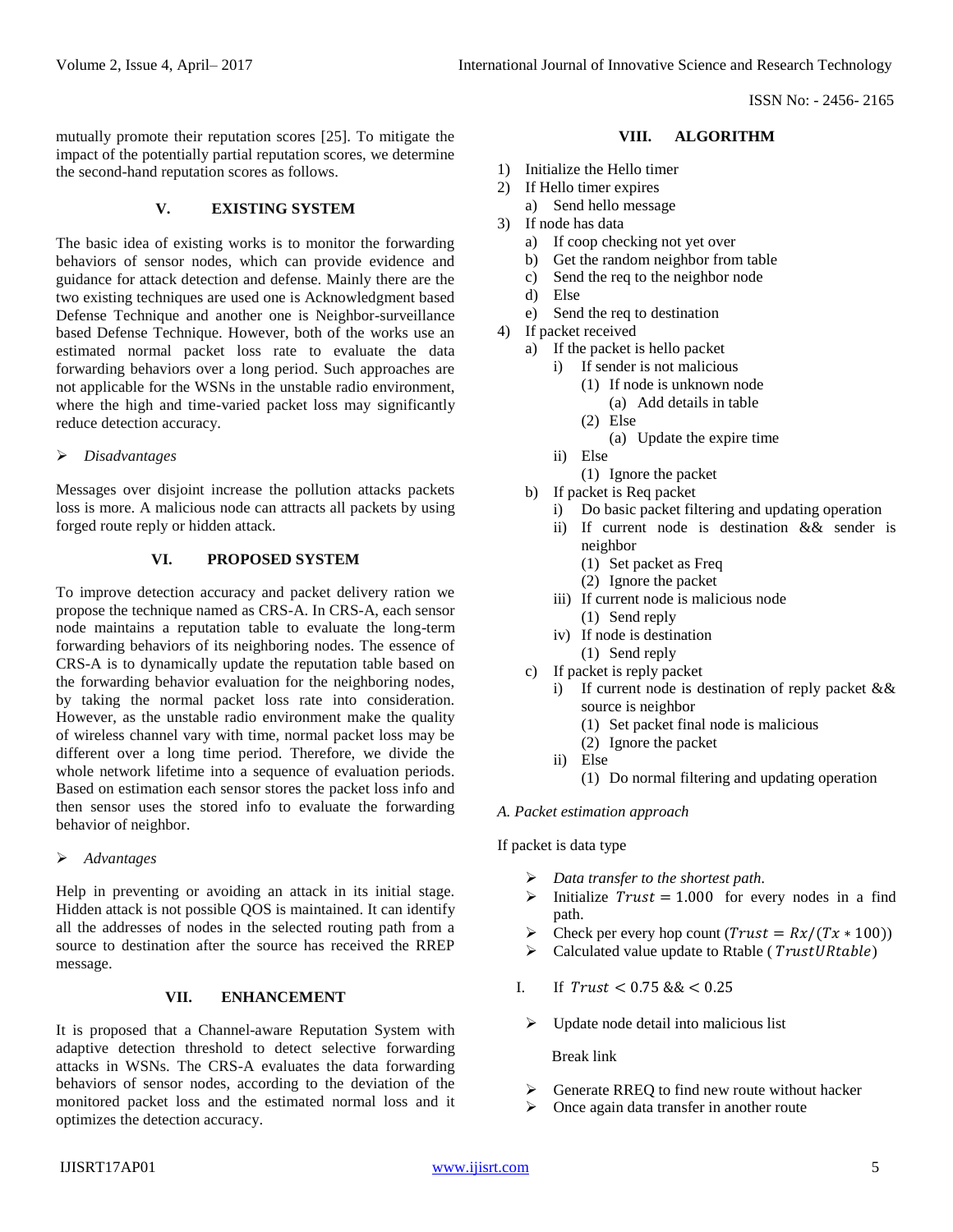mutually promote their reputation scores [25]. To mitigate the impact of the potentially partial reputation scores, we determine the second-hand reputation scores as follows.

## V. EXISTING SYSTEM

The basic idea of existing works is to monitor the forwarding behaviors of sensor nodes, which can provide evidence and guidance for attack detection and defense. Mainly there are the two existing techniques are used one is Acknowledgment based Defense Technique and another one is Neighbor-surveillance based Defense Technique. However, both of the works use an estimated normal packet loss rate to evaluate the data forwarding behaviors over a long period. Such approaches are not applicable for the WSNs in the unstable radio environment, where the high and time-varied packet loss may significantly reduce detection accuracy.

- *Disadvantages*

Messages over disjoint increase the pollution attacks packets loss is more. A malicious node can attracts all packets by using forged route reply or hidden attack.

## VI. PROPOSED SYSTEM

To improve detection accuracy and packet delivery ration we propose the technique named as CRS-A. In CRS-A, each sensor node maintains a reputation table to evaluate the long-term forwarding behaviors of its neighboring nodes. The essence of CRS-A is to dynamically update the reputation table based on the forwarding behavior evaluation for the neighboring nodes, by taking the normal packet loss rate into consideration. However, as the unstable radio environment make the quality of wireless channel vary with time, normal packet loss may be different over a long time period. Therefore, we divide the whole network lifetime into a sequence of evaluation periods. Based on estimation each sensor stores the packet loss info and then sensor uses the stored info to evaluate the forwarding behavior of neighbor.

- *Advantages*

Help in preventing or avoiding an attack in its initial stage. Hidden attack is not possible QOS is maintained. It can identify all the addresses of nodes in the selected routing path from a source to destination after the source has received the RREP message.

## VII. ENHANCEMENT

It is proposed that a Channel-aware Reputation System with adaptive detection threshold to detect selective forwarding attacks in WSNs. The CRS-A evaluates the data forwarding behaviors of sensor nodes, according to the deviation of the monitored packet loss and the estimated normal loss and it optimizes the detection accuracy.

## VIII. ALGORITHM

1) Initialize the Hello timer
2) If Hello timer expires
   a) Send hello message
3) If node has data
   a) If coop checking not yet over
   b) Get the random neighbor from table
   c) Send the req to the neighbor node
   d) Else
   e) Send the req to destination
4) If packet received
   a) If the packet is hello packet
      i) If sender is not malicious
         (1) If node is unknown node
            (a) Add details in table
         (2) Else
            (a) Update the expire time
      ii) Else
         (1) Ignore the packet
   b) If packet is Req packet
      i) Do basic packet filtering and updating operation
      ii) If current node is destination && sender is neighbor
         (1) Set packet as Freq
         (2) Ignore the packet
      iii) If current node is malicious node
         (1) Send reply
      iv) If node is destination
         (1) Send reply
   c) If packet is reply packet
      i) If current node is destination of reply packet && source is neighbor
         (1) Set packet final node is malicious
         (2) Ignore the packet
      ii) Else
         (1) Do normal filtering and updating operation

### *A. Packet estimation approach*

If packet is data type

- *Data transfer to the shortest path.*
- Initialize $Trust = 1.000$ for every nodes in a find path.
- Check per every hop count ($Trust = Rx/(Tx * 100)$)
- Calculated value update to Rtable ($TrustURtable$)

I. If $Trust < 0.75$ && $< 0.25$

- Update node detail into malicious list

  Break link

- Generate RREQ to find new route without hacker
- Once again data transfer in another route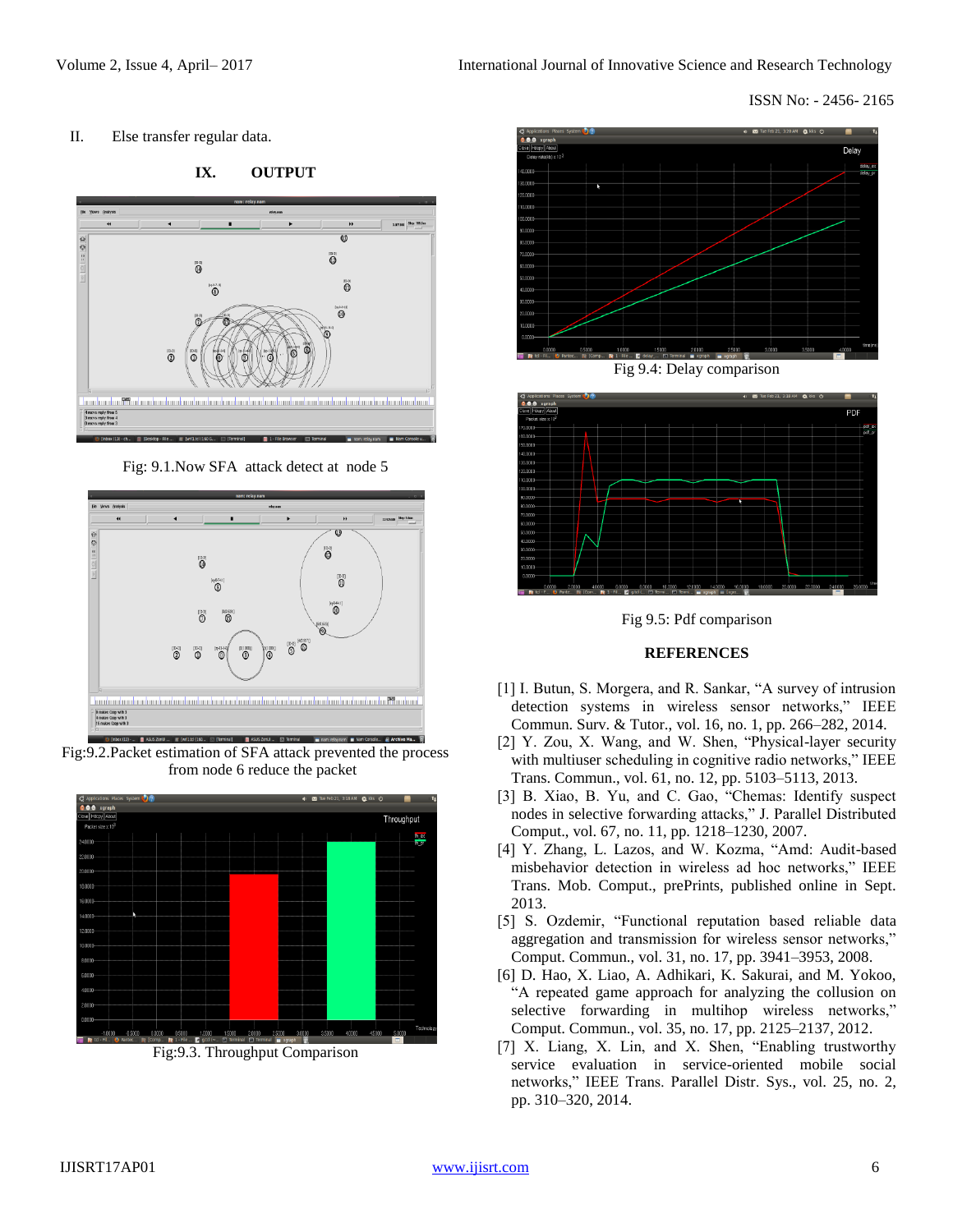II. Else transfer regular data.

## IX. OUTPUT

Fig: 9.1.Now SFA attack detect at node 5

Fig:9.2.Packet estimation of SFA attack prevented the process from node 6 reduce the packet

Fig:9.3. Throughput Comparison

Fig 9.4: Delay comparison

Fig 9.5: Pdf comparison

## REFERENCES

[1] I. Butun, S. Morgera, and R. Sankar, "A survey of intrusion detection systems in wireless sensor networks," IEEE Commun. Surv. & Tutor., vol. 16, no. 1, pp. 266–282, 2014.

[2] Y. Zou, X. Wang, and W. Shen, "Physical-layer security with multiuser scheduling in cognitive radio networks," IEEE Trans. Commun., vol. 61, no. 12, pp. 5103–5113, 2013.

[3] B. Xiao, B. Yu, and C. Gao, "Chemas: Identify suspect nodes in selective forwarding attacks," J. Parallel Distributed Comput., vol. 67, no. 11, pp. 1218–1230, 2007.

[4] Y. Zhang, L. Lazos, and W. Kozma, "Amd: Audit-based misbehavior detection in wireless ad hoc networks," IEEE Trans. Mob. Comput., prePrints, published online in Sept. 2013.

[5] S. Ozdemir, "Functional reputation based reliable data aggregation and transmission for wireless sensor networks," Comput. Commun., vol. 31, no. 17, pp. 3941–3953, 2008.

[6] D. Hao, X. Liao, A. Adhikari, K. Sakurai, and M. Yokoo, "A repeated game approach for analyzing the collusion on selective forwarding in multihop wireless networks," Comput. Commun., vol. 35, no. 17, pp. 2125–2137, 2012.

[7] X. Liang, X. Lin, and X. Shen, "Enabling trustworthy service evaluation in service-oriented mobile social networks," IEEE Trans. Parallel Distr. Sys., vol. 25, no. 2, pp. 310–320, 2014.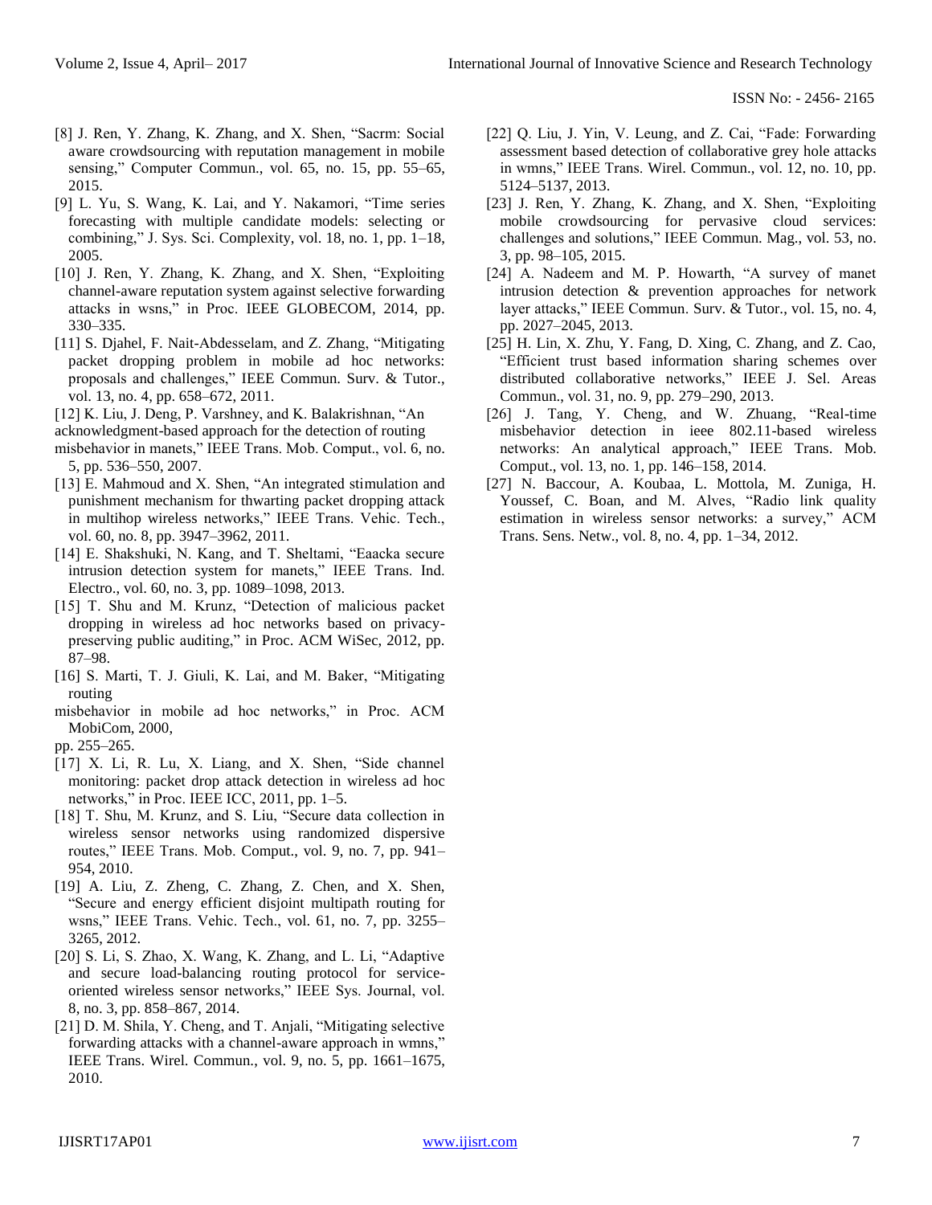[8] J. Ren, Y. Zhang, K. Zhang, and X. Shen, "Sacrm: Social aware crowdsourcing with reputation management in mobile sensing," Computer Commun., vol. 65, no. 15, pp. 55–65, 2015.

[9] L. Yu, S. Wang, K. Lai, and Y. Nakamori, "Time series forecasting with multiple candidate models: selecting or combining," J. Sys. Sci. Complexity, vol. 18, no. 1, pp. 1–18, 2005.

[10] J. Ren, Y. Zhang, K. Zhang, and X. Shen, "Exploiting channel-aware reputation system against selective forwarding attacks in wsns," in Proc. IEEE GLOBECOM, 2014, pp. 330–335.

[11] S. Djahel, F. Nait-Abdesselam, and Z. Zhang, "Mitigating packet dropping problem in mobile ad hoc networks: proposals and challenges," IEEE Commun. Surv. & Tutor., vol. 13, no. 4, pp. 658–672, 2011.

[12] K. Liu, J. Deng, P. Varshney, and K. Balakrishnan, "An acknowledgment-based approach for the detection of routing misbehavior in manets," IEEE Trans. Mob. Comput., vol. 6, no. 5, pp. 536–550, 2007.

[13] E. Mahmoud and X. Shen, "An integrated stimulation and punishment mechanism for thwarting packet dropping attack in multihop wireless networks," IEEE Trans. Vehic. Tech., vol. 60, no. 8, pp. 3947–3962, 2011.

[14] E. Shakshuki, N. Kang, and T. Sheltami, "Eaacka secure intrusion detection system for manets," IEEE Trans. Ind. Electro., vol. 60, no. 3, pp. 1089–1098, 2013.

[15] T. Shu and M. Krunz, "Detection of malicious packet dropping in wireless ad hoc networks based on privacy-preserving public auditing," in Proc. ACM WiSec, 2012, pp. 87–98.

[16] S. Marti, T. J. Giuli, K. Lai, and M. Baker, "Mitigating routing misbehavior in mobile ad hoc networks," in Proc. ACM MobiCom, 2000, pp. 255–265.

[17] X. Li, R. Lu, X. Liang, and X. Shen, "Side channel monitoring: packet drop attack detection in wireless ad hoc networks," in Proc. IEEE ICC, 2011, pp. 1–5.

[18] T. Shu, M. Krunz, and S. Liu, "Secure data collection in wireless sensor networks using randomized dispersive routes," IEEE Trans. Mob. Comput., vol. 9, no. 7, pp. 941–954, 2010.

[19] A. Liu, Z. Zheng, C. Zhang, Z. Chen, and X. Shen, "Secure and energy efficient disjoint multipath routing for wsns," IEEE Trans. Vehic. Tech., vol. 61, no. 7, pp. 3255–3265, 2012.

[20] S. Li, S. Zhao, X. Wang, K. Zhang, and L. Li, "Adaptive and secure load-balancing routing protocol for service-oriented wireless sensor networks," IEEE Sys. Journal, vol. 8, no. 3, pp. 858–867, 2014.

[21] D. M. Shila, Y. Cheng, and T. Anjali, "Mitigating selective forwarding attacks with a channel-aware approach in wmns," IEEE Trans. Wirel. Commun., vol. 9, no. 5, pp. 1661–1675, 2010.

[22] Q. Liu, J. Yin, V. Leung, and Z. Cai, "Fade: Forwarding assessment based detection of collaborative grey hole attacks in wmns," IEEE Trans. Wirel. Commun., vol. 12, no. 10, pp. 5124–5137, 2013.

[23] J. Ren, Y. Zhang, K. Zhang, and X. Shen, "Exploiting mobile crowdsourcing for pervasive cloud services: challenges and solutions," IEEE Commun. Mag., vol. 53, no. 3, pp. 98–105, 2015.

[24] A. Nadeem and M. P. Howarth, "A survey of manet intrusion detection & prevention approaches for network layer attacks," IEEE Commun. Surv. & Tutor., vol. 15, no. 4, pp. 2027–2045, 2013.

[25] H. Lin, X. Zhu, Y. Fang, D. Xing, C. Zhang, and Z. Cao, "Efficient trust based information sharing schemes over distributed collaborative networks," IEEE J. Sel. Areas Commun., vol. 31, no. 9, pp. 279–290, 2013.

[26] J. Tang, Y. Cheng, and W. Zhuang, "Real-time misbehavior detection in ieee 802.11-based wireless networks: An analytical approach," IEEE Trans. Mob. Comput., vol. 13, no. 1, pp. 146–158, 2014.

[27] N. Baccour, A. Koubaa, L. Mottola, M. Zuniga, H. Youssef, C. Boan, and M. Alves, "Radio link quality estimation in wireless sensor networks: a survey," ACM Trans. Sens. Netw., vol. 8, no. 4, pp. 1–34, 2012.